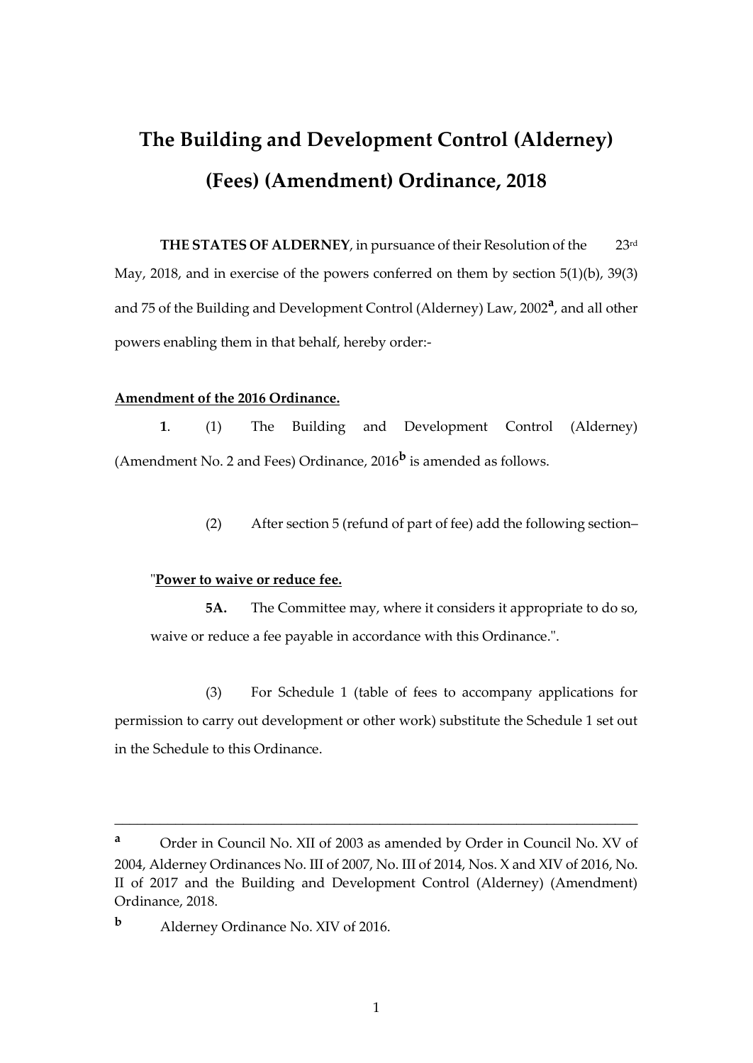# The Building and Development Control (Alderney) (Fees) (Amendment) Ordinance, 2018

**THE STATES OF ALDERNEY**, in pursuance of their Resolution of the 23rd May, 2018, and in exercise of the powers conferred on them by section 5(1)(b), 39(3) and 75 of the Building and Development Control (Alderney) Law, 2002[a], and all other powers enabling them in that behalf, hereby order:-

**Amendment of the 2016 Ordinance.**

**1**. (1) The Building and Development Control (Alderney) (Amendment No. 2 and Fees) Ordinance, 2016[b] is amended as follows.

(2) After section 5 (refund of part of fee) add the following section–

"**Power to waive or reduce fee.**

**5A.** The Committee may, where it considers it appropriate to do so, waive or reduce a fee payable in accordance with this Ordinance.".

(3) For Schedule 1 (table of fees to accompany applications for permission to carry out development or other work) substitute the Schedule 1 set out in the Schedule to this Ordinance.

---

[a] Order in Council No. XII of 2003 as amended by Order in Council No. XV of 2004, Alderney Ordinances No. III of 2007, No. III of 2014, Nos. X and XIV of 2016, No. II of 2017 and the Building and Development Control (Alderney) (Amendment) Ordinance, 2018.

[b] Alderney Ordinance No. XIV of 2016.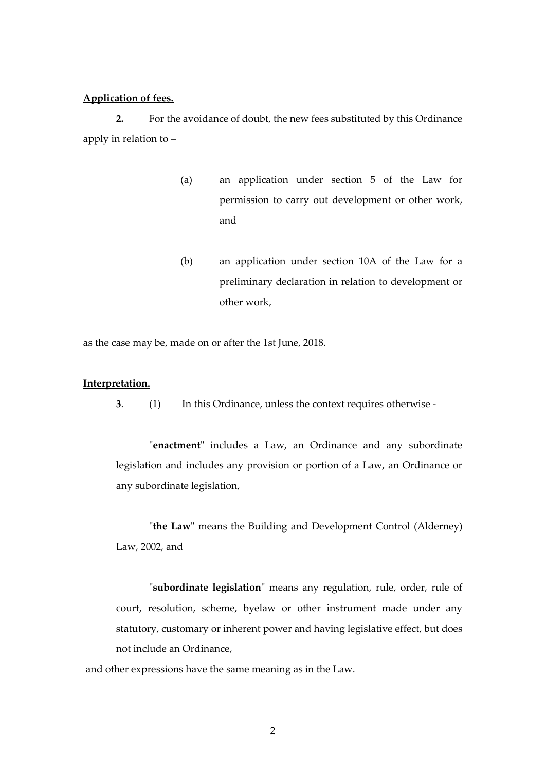**<u>Application of fees.</u>**

**2.** For the avoidance of doubt, the new fees substituted by this Ordinance apply in relation to –

(a) an application under section 5 of the Law for permission to carry out development or other work, and

(b) an application under section 10A of the Law for a preliminary declaration in relation to development or other work,

as the case may be, made on or after the 1st June, 2018.

**<u>Interpretation.</u>**

**3**. (1) In this Ordinance, unless the context requires otherwise -

"**enactment**" includes a Law, an Ordinance and any subordinate legislation and includes any provision or portion of a Law, an Ordinance or any subordinate legislation,

"**the Law**" means the Building and Development Control (Alderney) Law, 2002, and

"**subordinate legislation**" means any regulation, rule, order, rule of court, resolution, scheme, byelaw or other instrument made under any statutory, customary or inherent power and having legislative effect, but does not include an Ordinance,

and other expressions have the same meaning as in the Law.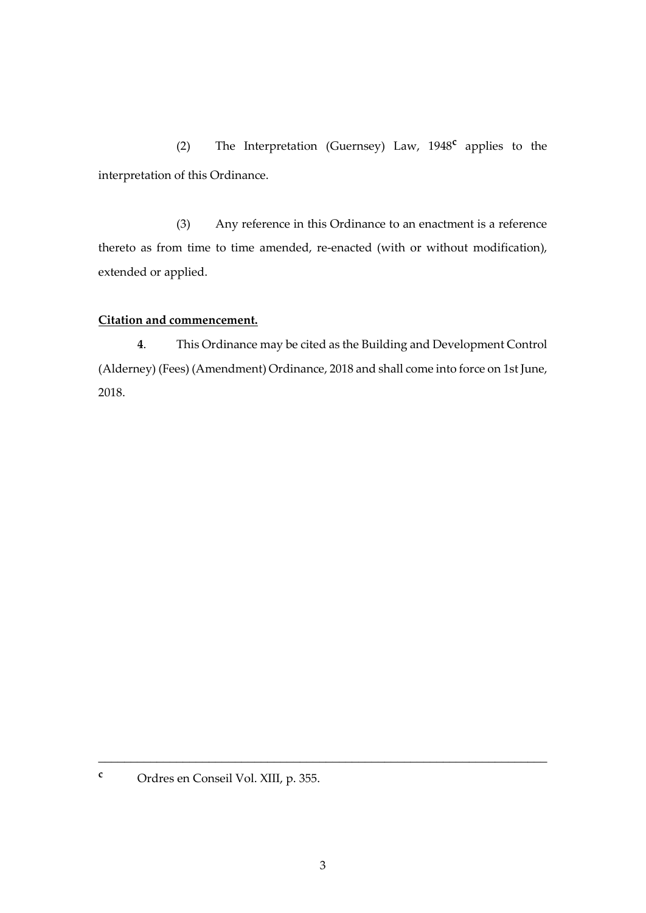(2) The Interpretation (Guernsey) Law, 1948[c] applies to the interpretation of this Ordinance.

(3) Any reference in this Ordinance to an enactment is a reference thereto as from time to time amended, re-enacted (with or without modification), extended or applied.

**Citation and commencement.**

**4**. This Ordinance may be cited as the Building and Development Control (Alderney) (Fees) (Amendment) Ordinance, 2018 and shall come into force on 1st June, 2018.

---

[c] Ordres en Conseil Vol. XIII, p. 355.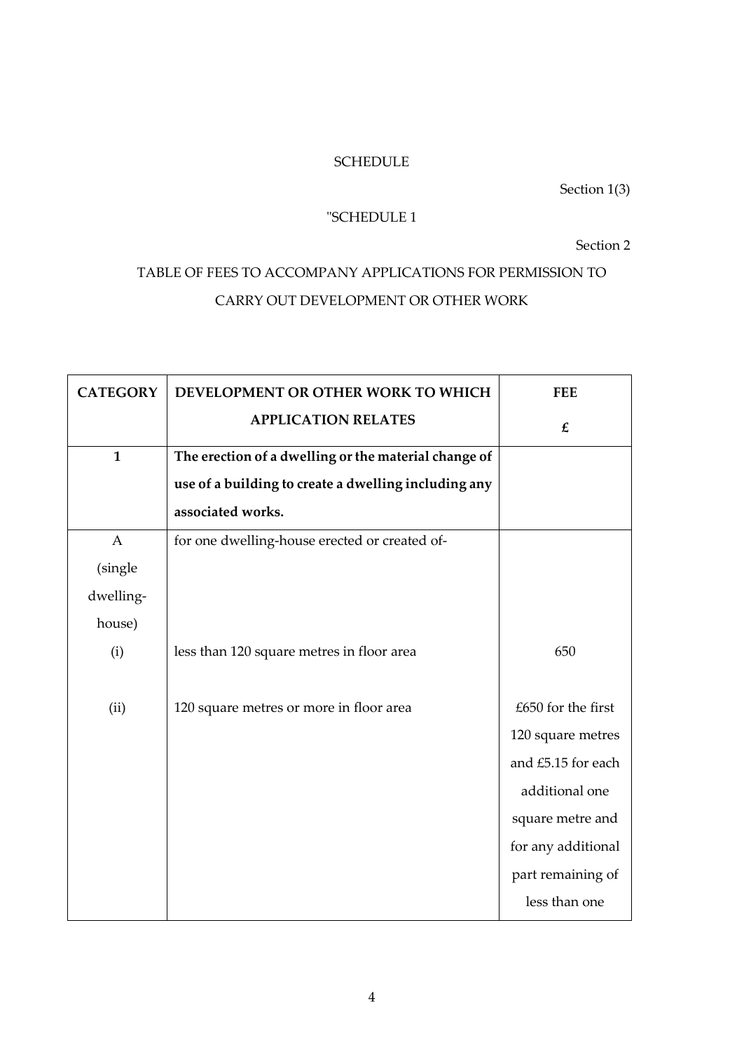SCHEDULE

Section 1(3)

"SCHEDULE 1

Section 2

TABLE OF FEES TO ACCOMPANY APPLICATIONS FOR PERMISSION TO CARRY OUT DEVELOPMENT OR OTHER WORK

| CATEGORY | DEVELOPMENT OR OTHER WORK TO WHICH APPLICATION RELATES | FEE £ |
|---|---|---|
| **1** | **The erection of a dwelling or the material change of use of a building to create a dwelling including any associated works.** | |
| A (single dwelling-house) | for one dwelling-house erected or created of- | |
| (i) | less than 120 square metres in floor area | 650 |
| (ii) | 120 square metres or more in floor area | £650 for the first 120 square metres and £5.15 for each additional one square metre and for any additional part remaining of less than one |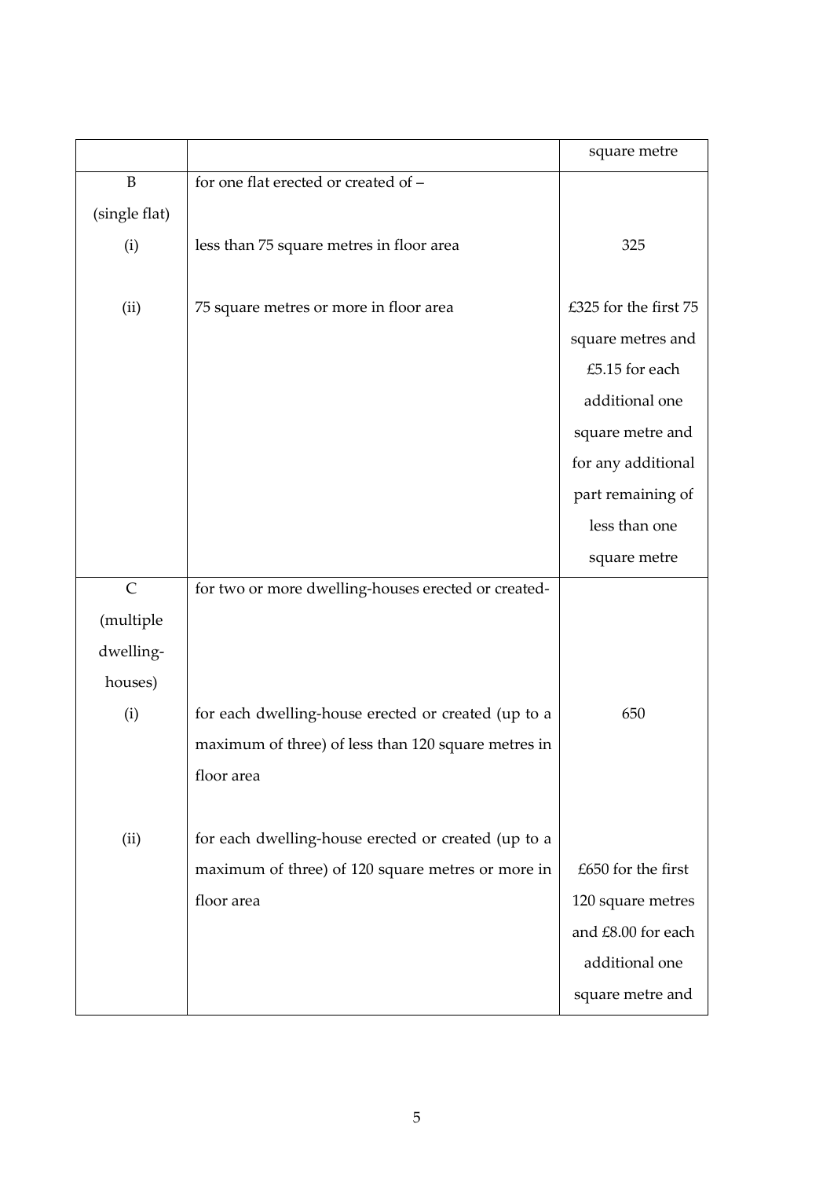| | | |
|---|---|---|
| | | square metre |
| B (single flat) | for one flat erected or created of – | |
| (i) | less than 75 square metres in floor area | 325 |
| (ii) | 75 square metres or more in floor area | £325 for the first 75 square metres and £5.15 for each additional one square metre and for any additional part remaining of less than one square metre |
| C (multiple dwelling-houses) | for two or more dwelling-houses erected or created- | |
| (i) | for each dwelling-house erected or created (up to a maximum of three) of less than 120 square metres in floor area | 650 |
| (ii) | for each dwelling-house erected or created (up to a maximum of three) of 120 square metres or more in floor area | £650 for the first 120 square metres and £8.00 for each additional one square metre and |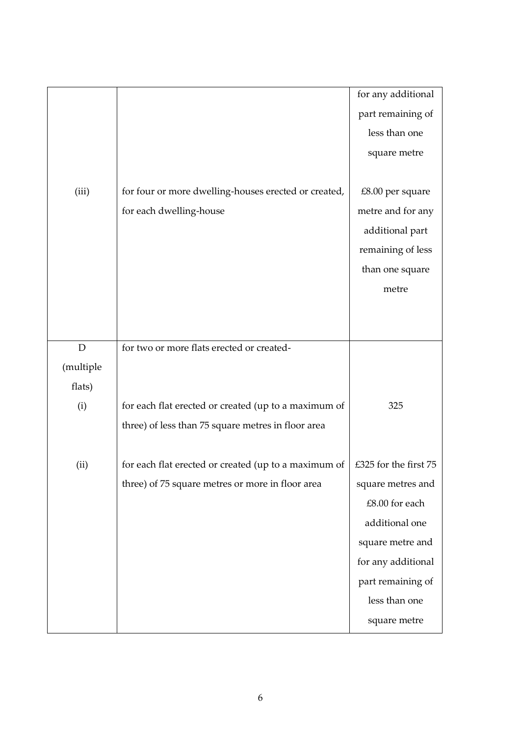| | | |
|---|---|---|
| | | for any additional part remaining of less than one square metre |
| (iii) | for four or more dwelling-houses erected or created, for each dwelling-house | £8.00 per square metre and for any additional part remaining of less than one square metre |
| D (multiple flats) | for two or more flats erected or created- | |
| (i) | for each flat erected or created (up to a maximum of three) of less than 75 square metres in floor area | 325 |
| (ii) | for each flat erected or created (up to a maximum of three) of 75 square metres or more in floor area | £325 for the first 75 square metres and £8.00 for each additional one square metre and for any additional part remaining of less than one square metre |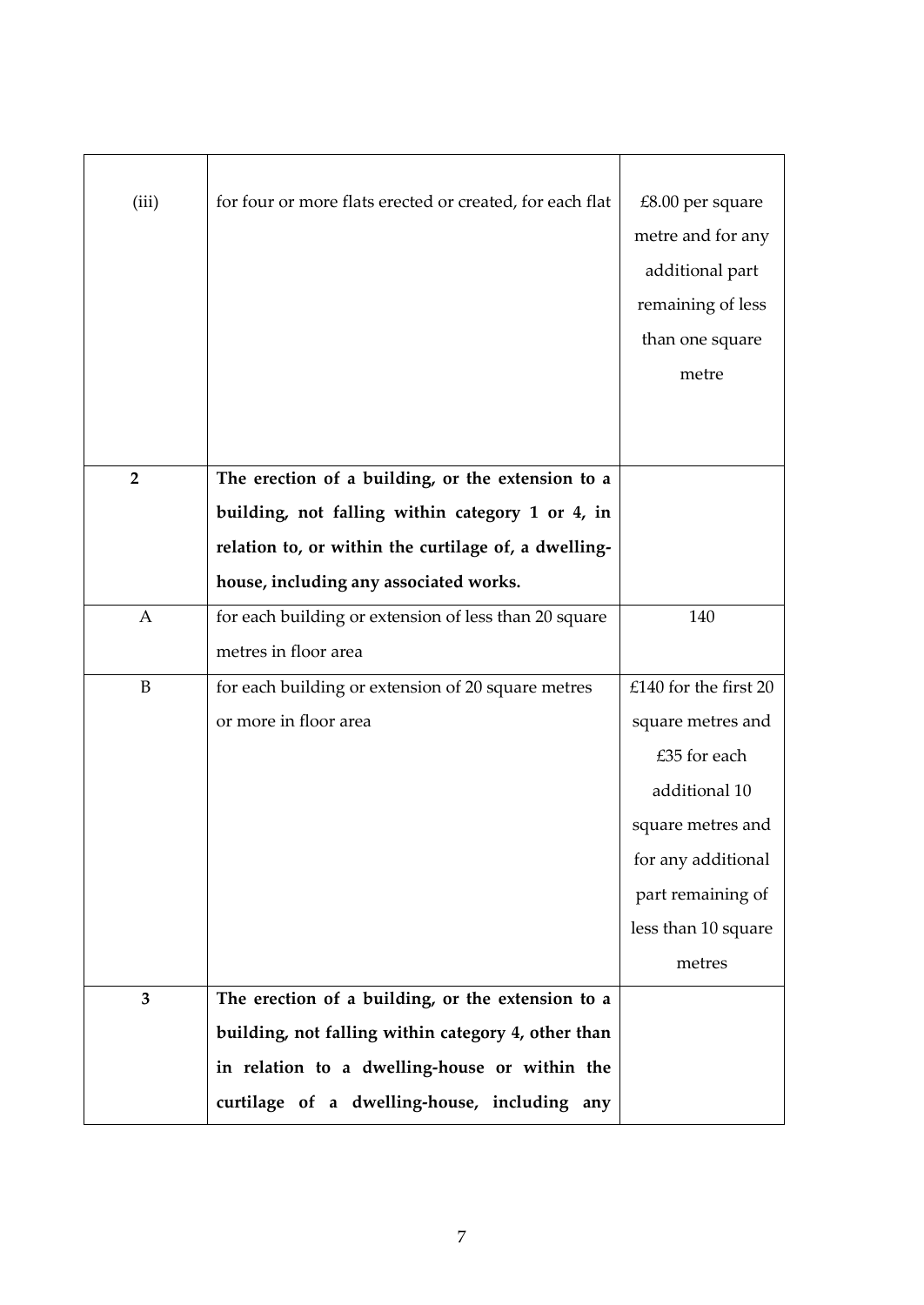| | | |
|---|---|---|
| (iii) | for four or more flats erected or created, for each flat | £8.00 per square metre and for any additional part remaining of less than one square metre |
| **2** | **The erection of a building, or the extension to a building, not falling within category 1 or 4, in relation to, or within the curtilage of, a dwelling-house, including any associated works.** | |
| A | for each building or extension of less than 20 square metres in floor area | 140 |
| B | for each building or extension of 20 square metres or more in floor area | £140 for the first 20 square metres and £35 for each additional 10 square metres and for any additional part remaining of less than 10 square metres |
| **3** | **The erection of a building, or the extension to a building, not falling within category 4, other than in relation to a dwelling-house or within the curtilage of a dwelling-house, including any** | |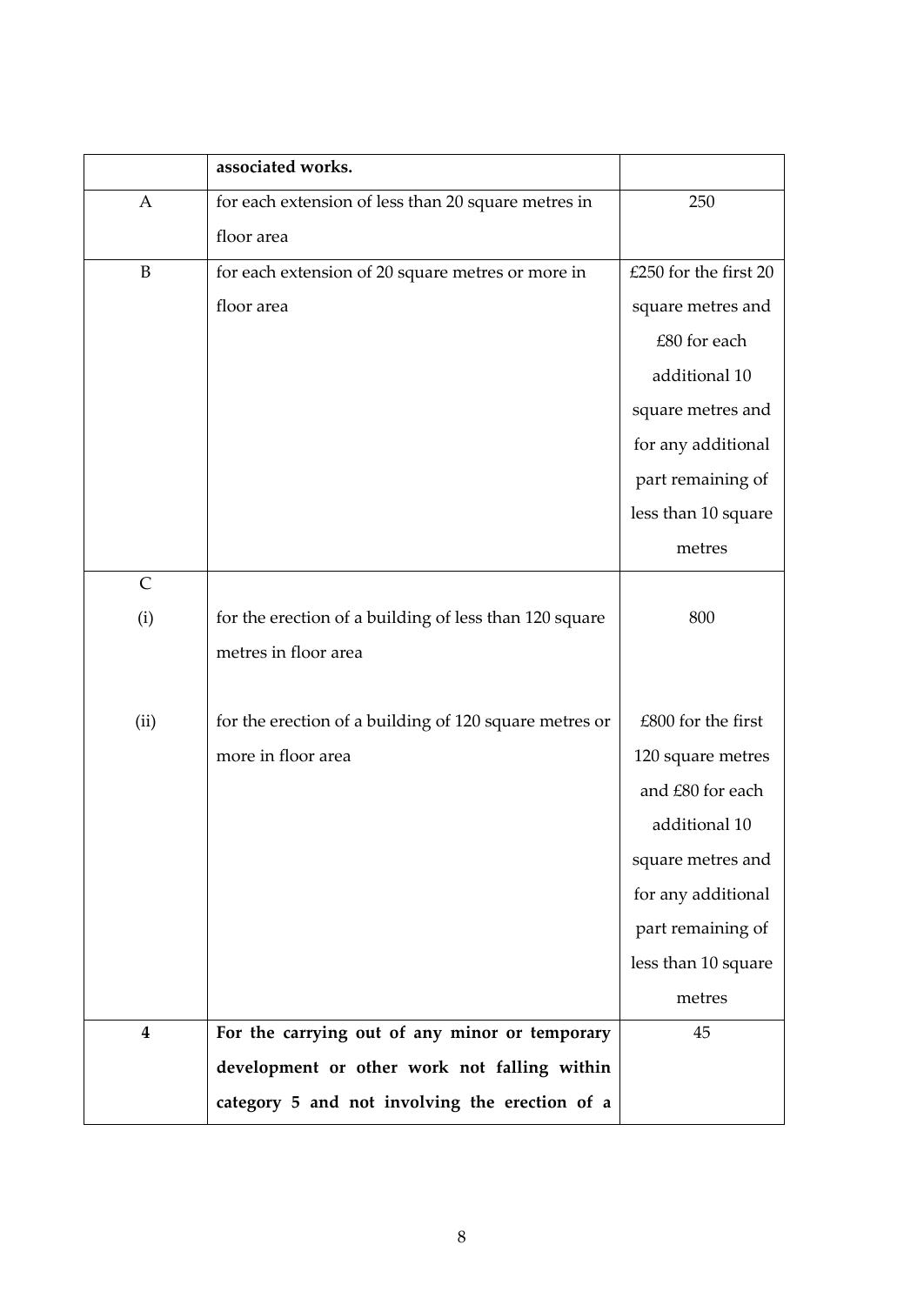| | **associated works.** | |
|---|---|---|
| A | for each extension of less than 20 square metres in floor area | 250 |
| B | for each extension of 20 square metres or more in floor area | £250 for the first 20 square metres and £80 for each additional 10 square metres and for any additional part remaining of less than 10 square metres |
| C | | |
| (i) | for the erection of a building of less than 120 square metres in floor area | 800 |
| (ii) | for the erection of a building of 120 square metres or more in floor area | £800 for the first 120 square metres and £80 for each additional 10 square metres and for any additional part remaining of less than 10 square metres |
| **4** | **For the carrying out of any minor or temporary development or other work not falling within category 5 and not involving the erection of a** | 45 |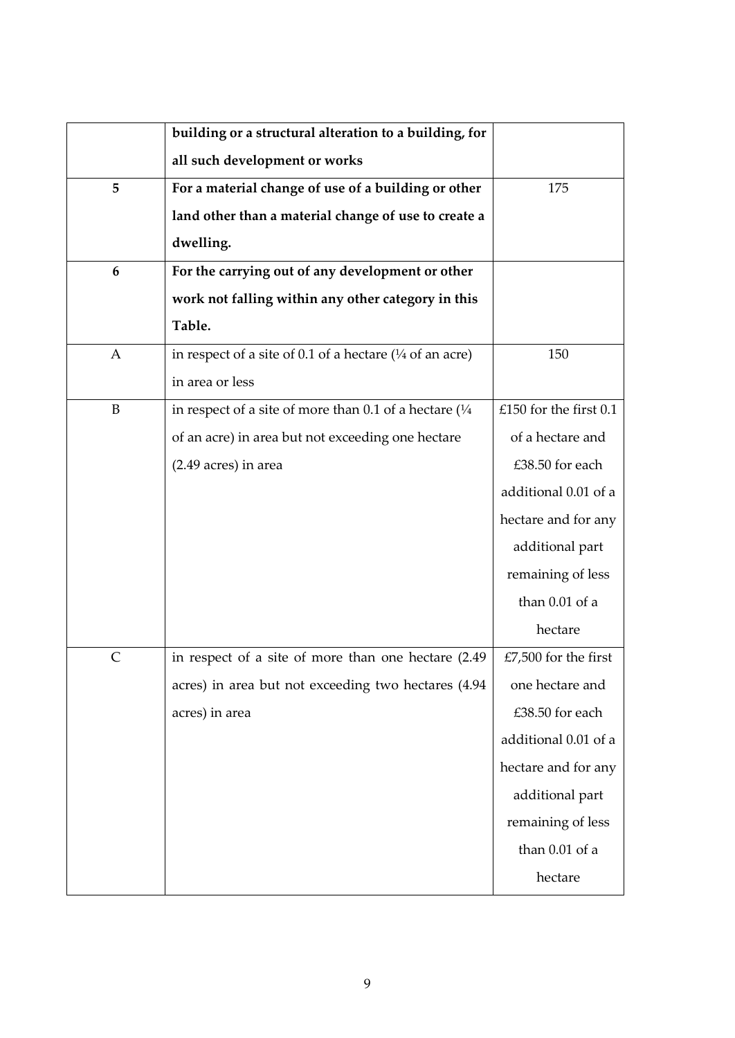| | | |
|---|---|---|
| | **building or a structural alteration to a building, for all such development or works** | |
| **5** | **For a material change of use of a building or other land other than a material change of use to create a dwelling.** | 175 |
| **6** | **For the carrying out of any development or other work not falling within any other category in this Table.** | |
| A | in respect of a site of 0.1 of a hectare (¼ of an acre) in area or less | 150 |
| B | in respect of a site of more than 0.1 of a hectare (¼ of an acre) in area but not exceeding one hectare (2.49 acres) in area | £150 for the first 0.1 of a hectare and £38.50 for each additional 0.01 of a hectare and for any additional part remaining of less than 0.01 of a hectare |
| C | in respect of a site of more than one hectare (2.49 acres) in area but not exceeding two hectares (4.94 acres) in area | £7,500 for the first one hectare and £38.50 for each additional 0.01 of a hectare and for any additional part remaining of less than 0.01 of a hectare |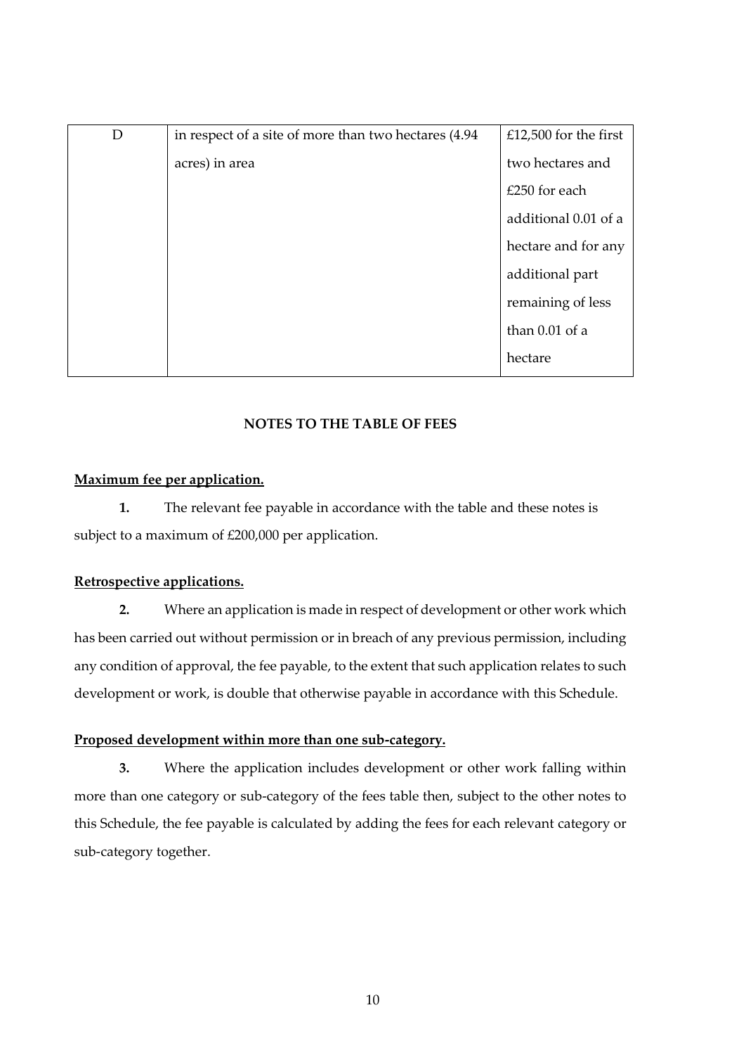| | | |
|---|---|---|
| D | in respect of a site of more than two hectares (4.94 acres) in area | £12,500 for the first two hectares and £250 for each additional 0.01 of a hectare and for any additional part remaining of less than 0.01 of a hectare |

## NOTES TO THE TABLE OF FEES

**Maximum fee per application.**

**1.** The relevant fee payable in accordance with the table and these notes is subject to a maximum of £200,000 per application.

**Retrospective applications.**

**2.** Where an application is made in respect of development or other work which has been carried out without permission or in breach of any previous permission, including any condition of approval, the fee payable, to the extent that such application relates to such development or work, is double that otherwise payable in accordance with this Schedule.

**Proposed development within more than one sub-category.**

**3.** Where the application includes development or other work falling within more than one category or sub-category of the fees table then, subject to the other notes to this Schedule, the fee payable is calculated by adding the fees for each relevant category or sub-category together.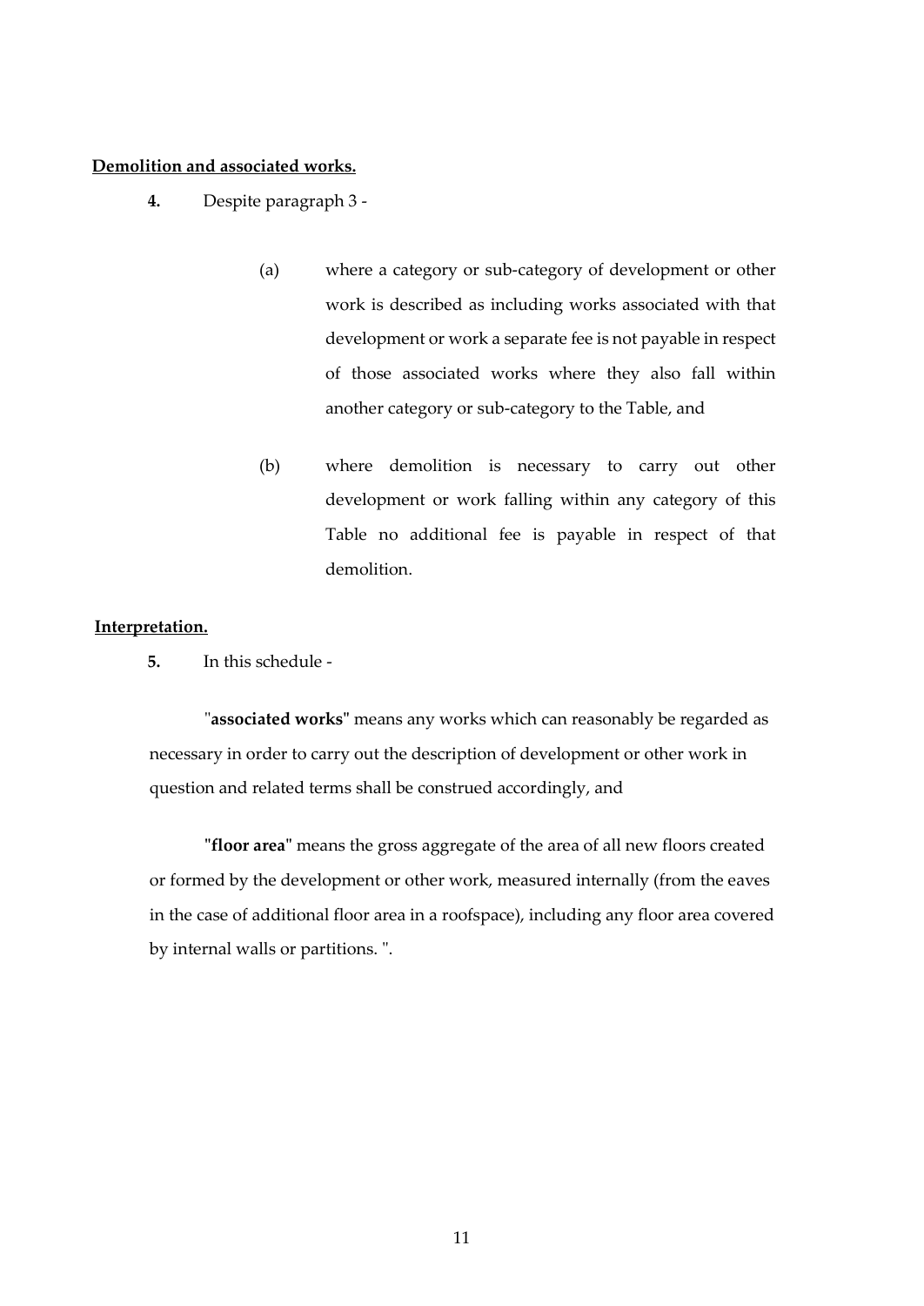**Demolition and associated works.**

**4.** Despite paragraph 3 -

(a) where a category or sub-category of development or other work is described as including works associated with that development or work a separate fee is not payable in respect of those associated works where they also fall within another category or sub-category to the Table, and

(b) where demolition is necessary to carry out other development or work falling within any category of this Table no additional fee is payable in respect of that demolition.

**Interpretation.**

**5.** In this schedule -

"**associated works**" means any works which can reasonably be regarded as necessary in order to carry out the description of development or other work in question and related terms shall be construed accordingly, and

"**floor area**" means the gross aggregate of the area of all new floors created or formed by the development or other work, measured internally (from the eaves in the case of additional floor area in a roofspace), including any floor area covered by internal walls or partitions. ".